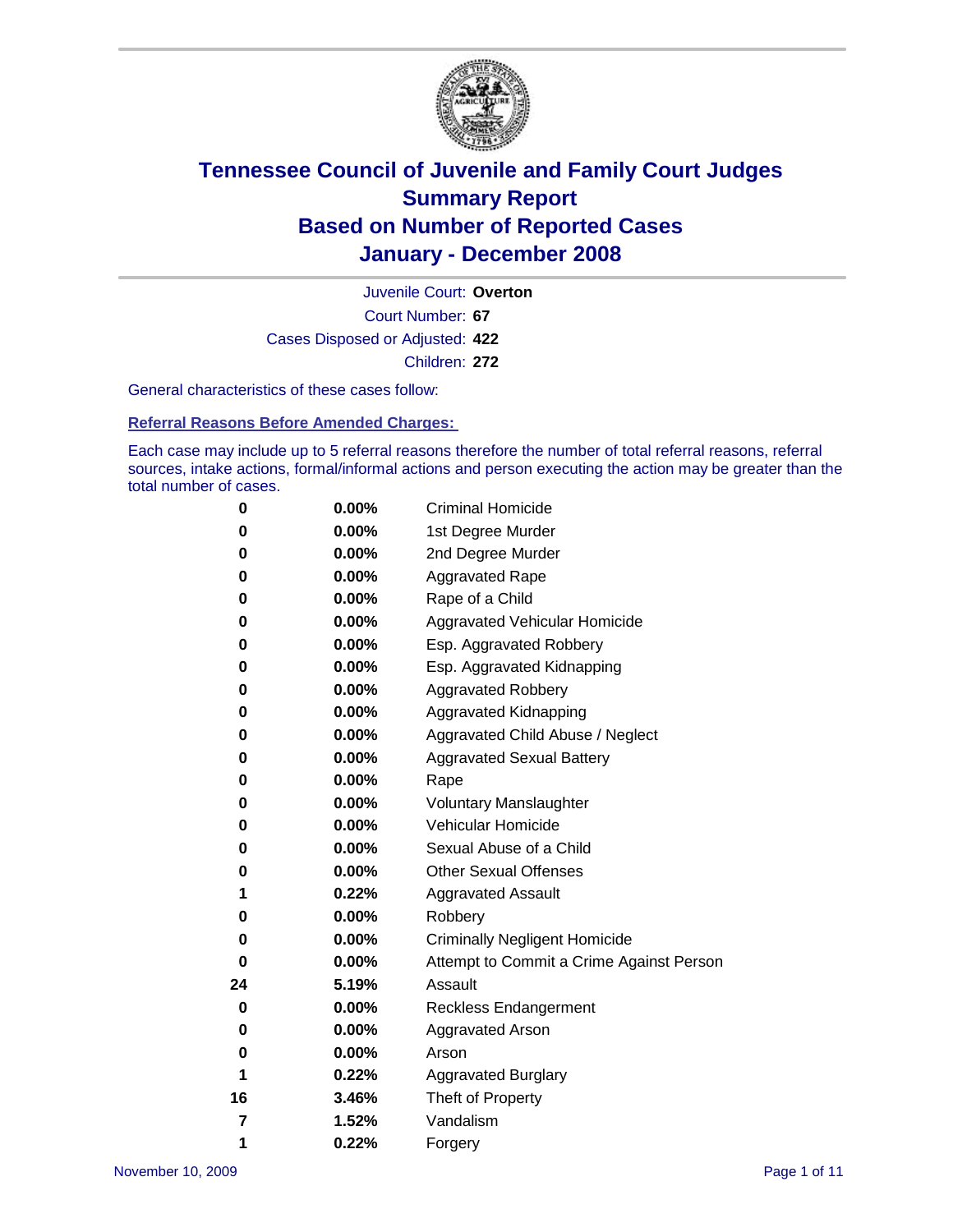# Tennessee Council of Juvenile and Family Court Judges
## Summary Report
## Based on Number of Reported Cases
## January - December 2008

Juvenile Court: **Overton**

Court Number: **67**

Cases Disposed or Adjusted: **422**

Children: **272**

General characteristics of these cases follow:

### Referral Reasons Before Amended Charges:

Each case may include up to 5 referral reasons therefore the number of total referral reasons, referral sources, intake actions, formal/informal actions and person executing the action may be greater than the total number of cases.

| Count | Percent | Referral Reason |
|---|---|---|
| 0 | 0.00% | Criminal Homicide |
| 0 | 0.00% | 1st Degree Murder |
| 0 | 0.00% | 2nd Degree Murder |
| 0 | 0.00% | Aggravated Rape |
| 0 | 0.00% | Rape of a Child |
| 0 | 0.00% | Aggravated Vehicular Homicide |
| 0 | 0.00% | Esp. Aggravated Robbery |
| 0 | 0.00% | Esp. Aggravated Kidnapping |
| 0 | 0.00% | Aggravated Robbery |
| 0 | 0.00% | Aggravated Kidnapping |
| 0 | 0.00% | Aggravated Child Abuse / Neglect |
| 0 | 0.00% | Aggravated Sexual Battery |
| 0 | 0.00% | Rape |
| 0 | 0.00% | Voluntary Manslaughter |
| 0 | 0.00% | Vehicular Homicide |
| 0 | 0.00% | Sexual Abuse of a Child |
| 0 | 0.00% | Other Sexual Offenses |
| 1 | 0.22% | Aggravated Assault |
| 0 | 0.00% | Robbery |
| 0 | 0.00% | Criminally Negligent Homicide |
| 0 | 0.00% | Attempt to Commit a Crime Against Person |
| 24 | 5.19% | Assault |
| 0 | 0.00% | Reckless Endangerment |
| 0 | 0.00% | Aggravated Arson |
| 0 | 0.00% | Arson |
| 1 | 0.22% | Aggravated Burglary |
| 16 | 3.46% | Theft of Property |
| 7 | 1.52% | Vandalism |
| 1 | 0.22% | Forgery |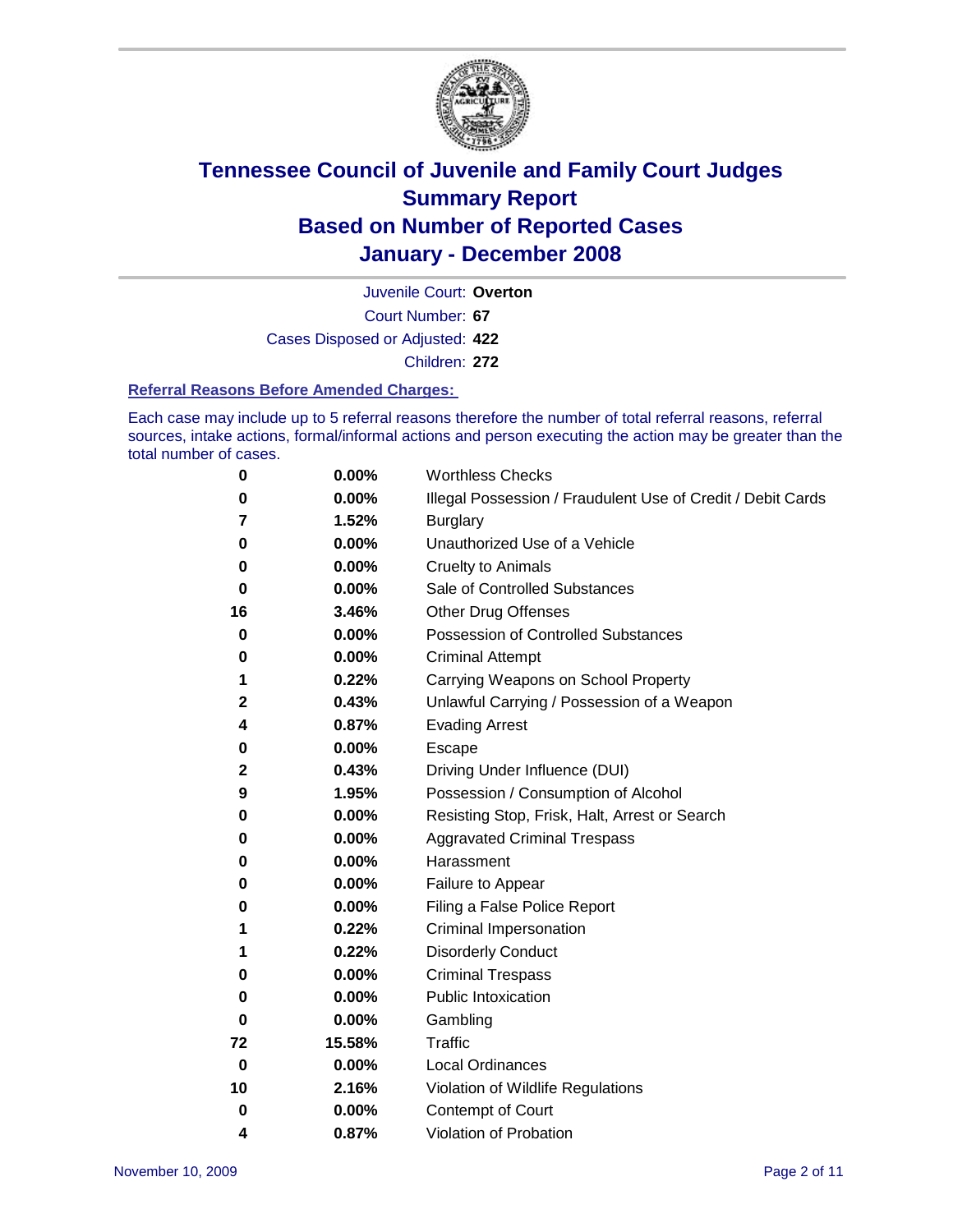# Tennessee Council of Juvenile and Family Court Judges
# Summary Report
# Based on Number of Reported Cases
# January - December 2008

Juvenile Court: **Overton**

Court Number: **67**

Cases Disposed or Adjusted: **422**

Children: **272**

### Referral Reasons Before Amended Charges:

Each case may include up to 5 referral reasons therefore the number of total referral reasons, referral sources, intake actions, formal/informal actions and person executing the action may be greater than the total number of cases.

| Count | Percent | Referral Reason |
|---|---|---|
| 0 | 0.00% | Worthless Checks |
| 0 | 0.00% | Illegal Possession / Fraudulent Use of Credit / Debit Cards |
| 7 | 1.52% | Burglary |
| 0 | 0.00% | Unauthorized Use of a Vehicle |
| 0 | 0.00% | Cruelty to Animals |
| 0 | 0.00% | Sale of Controlled Substances |
| 16 | 3.46% | Other Drug Offenses |
| 0 | 0.00% | Possession of Controlled Substances |
| 0 | 0.00% | Criminal Attempt |
| 1 | 0.22% | Carrying Weapons on School Property |
| 2 | 0.43% | Unlawful Carrying / Possession of a Weapon |
| 4 | 0.87% | Evading Arrest |
| 0 | 0.00% | Escape |
| 2 | 0.43% | Driving Under Influence (DUI) |
| 9 | 1.95% | Possession / Consumption of Alcohol |
| 0 | 0.00% | Resisting Stop, Frisk, Halt, Arrest or Search |
| 0 | 0.00% | Aggravated Criminal Trespass |
| 0 | 0.00% | Harassment |
| 0 | 0.00% | Failure to Appear |
| 0 | 0.00% | Filing a False Police Report |
| 1 | 0.22% | Criminal Impersonation |
| 1 | 0.22% | Disorderly Conduct |
| 0 | 0.00% | Criminal Trespass |
| 0 | 0.00% | Public Intoxication |
| 0 | 0.00% | Gambling |
| 72 | 15.58% | Traffic |
| 0 | 0.00% | Local Ordinances |
| 10 | 2.16% | Violation of Wildlife Regulations |
| 0 | 0.00% | Contempt of Court |
| 4 | 0.87% | Violation of Probation |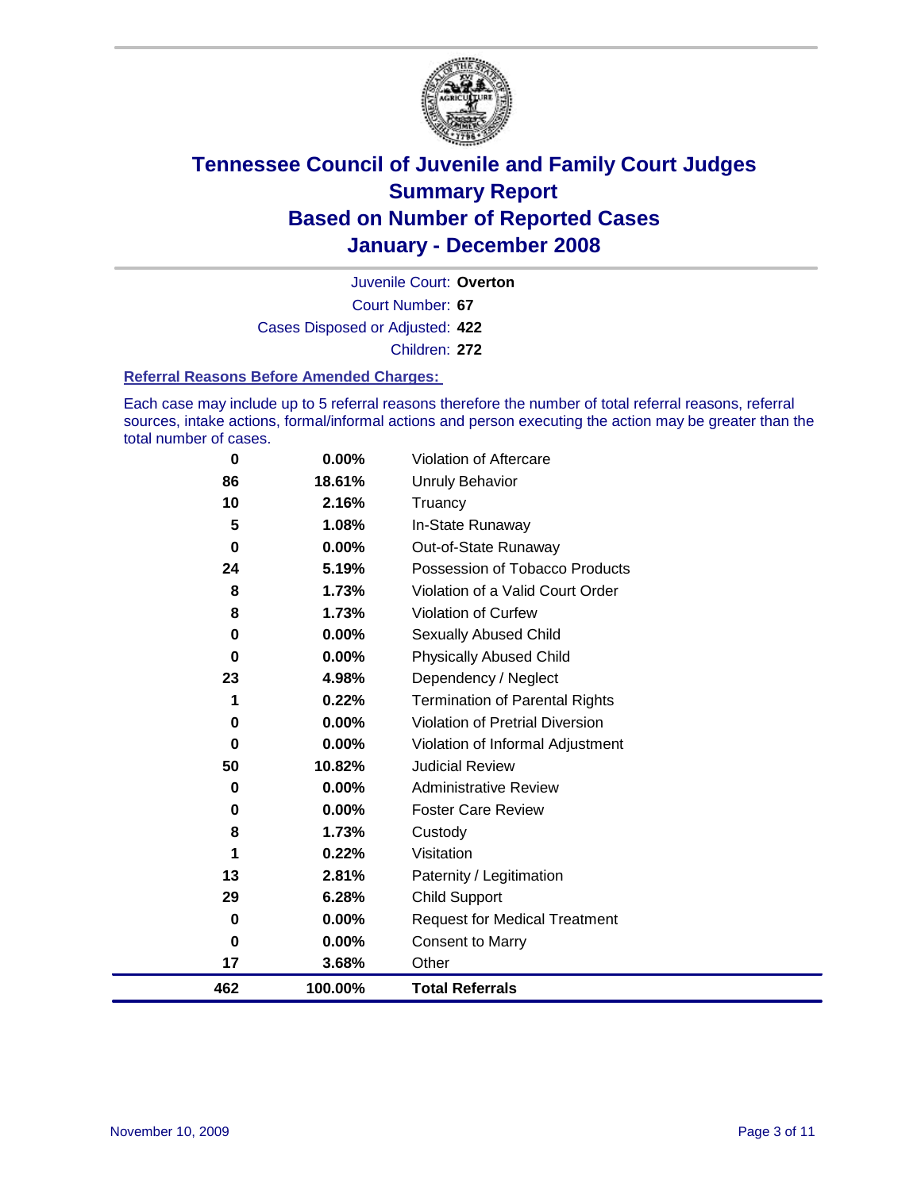# Tennessee Council of Juvenile and Family Court Judges
## Summary Report
## Based on Number of Reported Cases
## January - December 2008

Juvenile Court: **Overton**

Court Number: **67**

Cases Disposed or Adjusted: **422**

Children: **272**

### Referral Reasons Before Amended Charges:

Each case may include up to 5 referral reasons therefore the number of total referral reasons, referral sources, intake actions, formal/informal actions and person executing the action may be greater than the total number of cases.

| Count | Percent | Referral Reason |
|---|---|---|
| 0 | 0.00% | Violation of Aftercare |
| 86 | 18.61% | Unruly Behavior |
| 10 | 2.16% | Truancy |
| 5 | 1.08% | In-State Runaway |
| 0 | 0.00% | Out-of-State Runaway |
| 24 | 5.19% | Possession of Tobacco Products |
| 8 | 1.73% | Violation of a Valid Court Order |
| 8 | 1.73% | Violation of Curfew |
| 0 | 0.00% | Sexually Abused Child |
| 0 | 0.00% | Physically Abused Child |
| 23 | 4.98% | Dependency / Neglect |
| 1 | 0.22% | Termination of Parental Rights |
| 0 | 0.00% | Violation of Pretrial Diversion |
| 0 | 0.00% | Violation of Informal Adjustment |
| 50 | 10.82% | Judicial Review |
| 0 | 0.00% | Administrative Review |
| 0 | 0.00% | Foster Care Review |
| 8 | 1.73% | Custody |
| 1 | 0.22% | Visitation |
| 13 | 2.81% | Paternity / Legitimation |
| 29 | 6.28% | Child Support |
| 0 | 0.00% | Request for Medical Treatment |
| 0 | 0.00% | Consent to Marry |
| 17 | 3.68% | Other |
| **462** | **100.00%** | **Total Referrals** |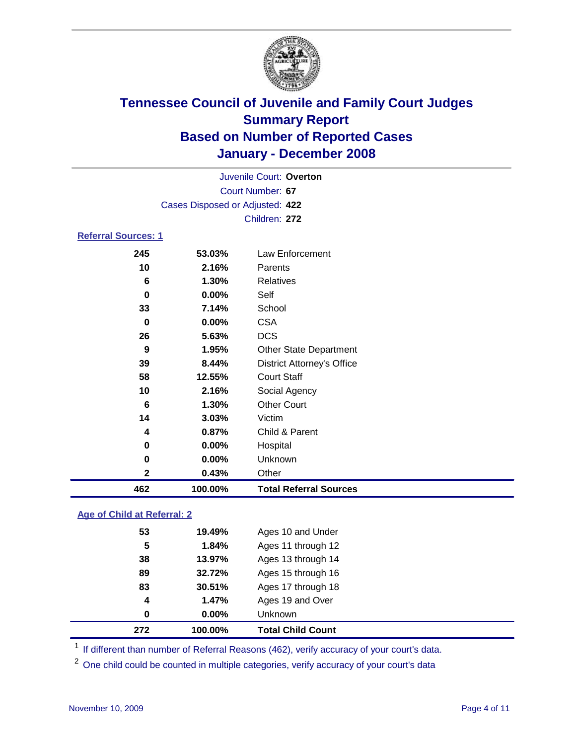# Tennessee Council of Juvenile and Family Court Judges
## Summary Report
## Based on Number of Reported Cases
## January - December 2008

Juvenile Court: **Overton**
Court Number: **67**
Cases Disposed or Adjusted: **422**
Children: **272**

### Referral Sources: 1

| | | |
|---|---|---|
| 245 | 53.03% | Law Enforcement |
| 10 | 2.16% | Parents |
| 6 | 1.30% | Relatives |
| 0 | 0.00% | Self |
| 33 | 7.14% | School |
| 0 | 0.00% | CSA |
| 26 | 5.63% | DCS |
| 9 | 1.95% | Other State Department |
| 39 | 8.44% | District Attorney's Office |
| 58 | 12.55% | Court Staff |
| 10 | 2.16% | Social Agency |
| 6 | 1.30% | Other Court |
| 14 | 3.03% | Victim |
| 4 | 0.87% | Child & Parent |
| 0 | 0.00% | Hospital |
| 0 | 0.00% | Unknown |
| 2 | 0.43% | Other |
| **462** | **100.00%** | **Total Referral Sources** |

### Age of Child at Referral: 2

| | | |
|---|---|---|
| 53 | 19.49% | Ages 10 and Under |
| 5 | 1.84% | Ages 11 through 12 |
| 38 | 13.97% | Ages 13 through 14 |
| 89 | 32.72% | Ages 15 through 16 |
| 83 | 30.51% | Ages 17 through 18 |
| 4 | 1.47% | Ages 19 and Over |
| 0 | 0.00% | Unknown |
| **272** | **100.00%** | **Total Child Count** |

[1] If different than number of Referral Reasons (462), verify accuracy of your court's data.

[2] One child could be counted in multiple categories, verify accuracy of your court's data

November 10, 2009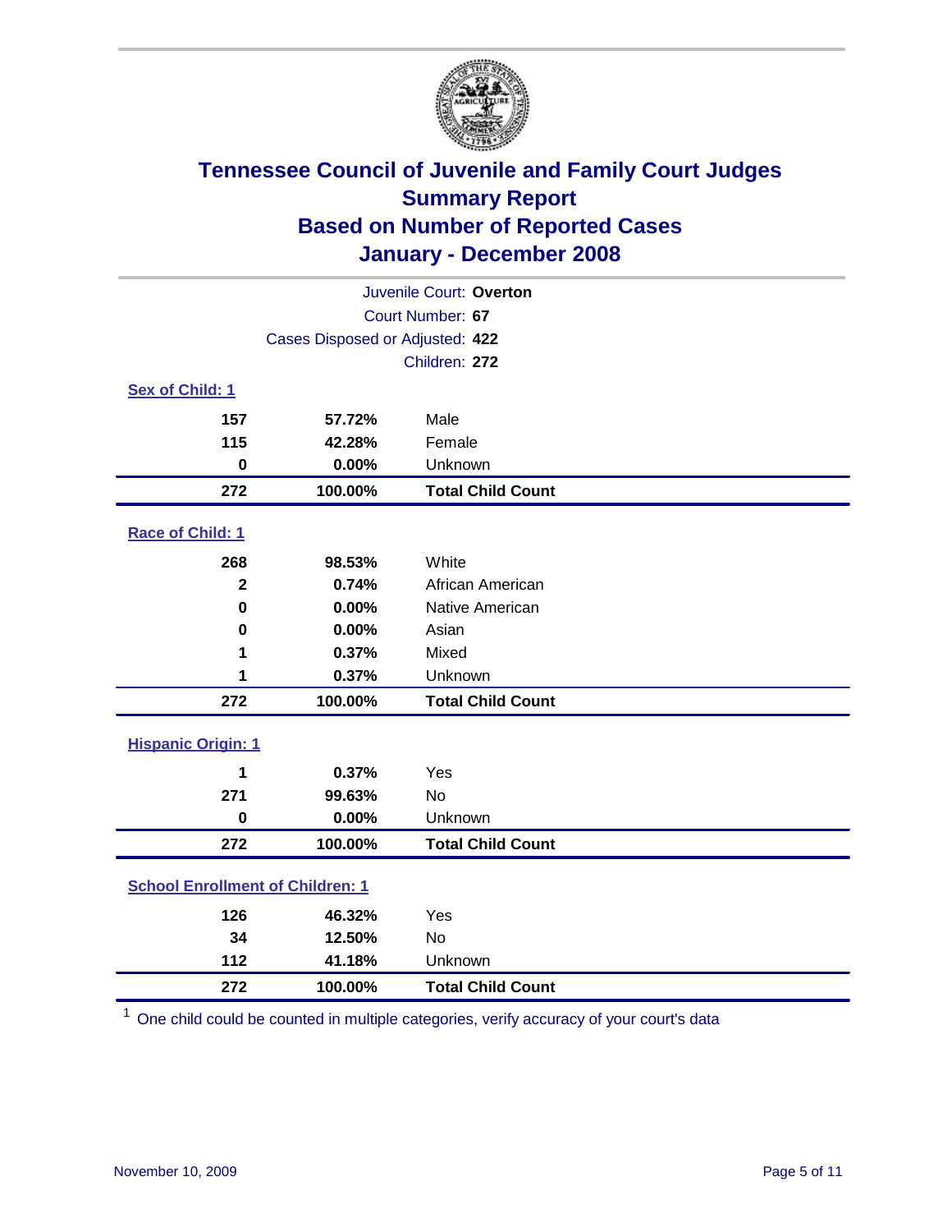# Tennessee Council of Juvenile and Family Court Judges
## Summary Report
## Based on Number of Reported Cases
## January - December 2008

Juvenile Court: **Overton**
Court Number: **67**
Cases Disposed or Adjusted: **422**
Children: **272**

### Sex of Child: 1

| Count | Percent | Category |
|---|---|---|
| 157 | 57.72% | Male |
| 115 | 42.28% | Female |
| 0 | 0.00% | Unknown |
| **272** | **100.00%** | **Total Child Count** |

### Race of Child: 1

| Count | Percent | Category |
|---|---|---|
| 268 | 98.53% | White |
| 2 | 0.74% | African American |
| 0 | 0.00% | Native American |
| 0 | 0.00% | Asian |
| 1 | 0.37% | Mixed |
| 1 | 0.37% | Unknown |
| **272** | **100.00%** | **Total Child Count** |

### Hispanic Origin: 1

| Count | Percent | Category |
|---|---|---|
| 1 | 0.37% | Yes |
| 271 | 99.63% | No |
| 0 | 0.00% | Unknown |
| **272** | **100.00%** | **Total Child Count** |

### School Enrollment of Children: 1

| Count | Percent | Category |
|---|---|---|
| 126 | 46.32% | Yes |
| 34 | 12.50% | No |
| 112 | 41.18% | Unknown |
| **272** | **100.00%** | **Total Child Count** |

[1] One child could be counted in multiple categories, verify accuracy of your court's data

November 10, 2009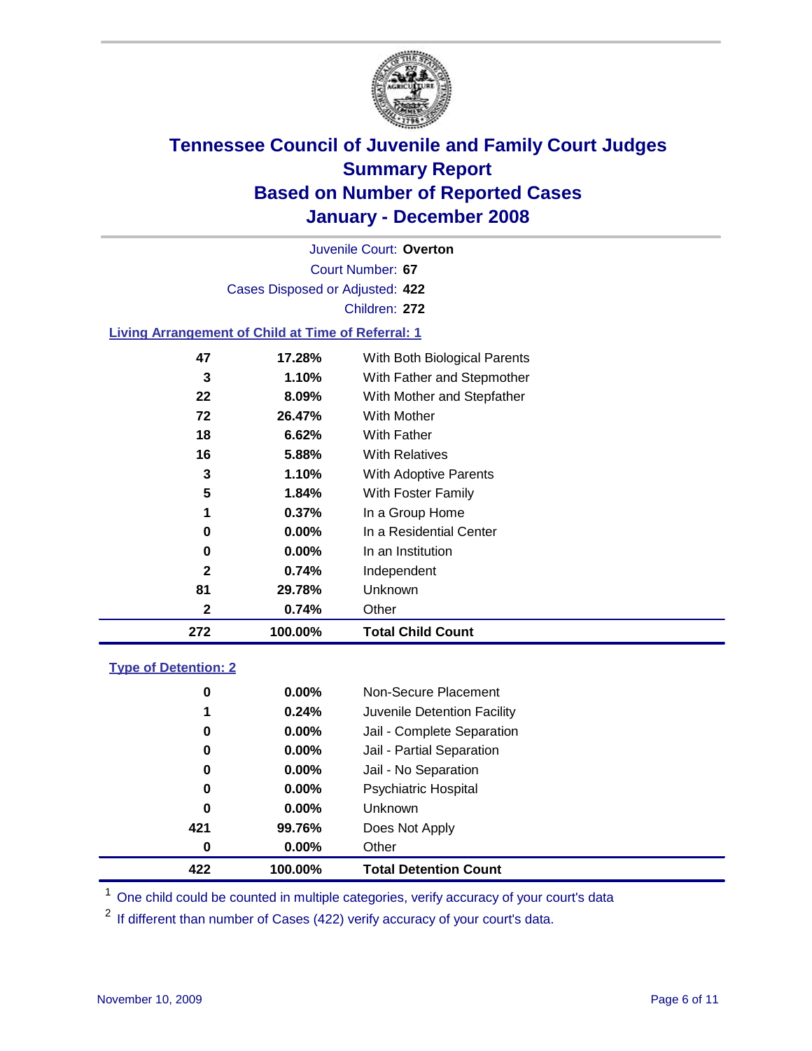# Tennessee Council of Juvenile and Family Court Judges
## Summary Report
## Based on Number of Reported Cases
## January - December 2008

Juvenile Court: **Overton**

Court Number: **67**

Cases Disposed or Adjusted: **422**

Children: **272**

### Living Arrangement of Child at Time of Referral: 1

| Count | Percent | Living Arrangement |
|---|---|---|
| 47 | 17.28% | With Both Biological Parents |
| 3 | 1.10% | With Father and Stepmother |
| 22 | 8.09% | With Mother and Stepfather |
| 72 | 26.47% | With Mother |
| 18 | 6.62% | With Father |
| 16 | 5.88% | With Relatives |
| 3 | 1.10% | With Adoptive Parents |
| 5 | 1.84% | With Foster Family |
| 1 | 0.37% | In a Group Home |
| 0 | 0.00% | In a Residential Center |
| 0 | 0.00% | In an Institution |
| 2 | 0.74% | Independent |
| 81 | 29.78% | Unknown |
| 2 | 0.74% | Other |
| **272** | **100.00%** | **Total Child Count** |

### Type of Detention: 2

| Count | Percent | Type of Detention |
|---|---|---|
| 0 | 0.00% | Non-Secure Placement |
| 1 | 0.24% | Juvenile Detention Facility |
| 0 | 0.00% | Jail - Complete Separation |
| 0 | 0.00% | Jail - Partial Separation |
| 0 | 0.00% | Jail - No Separation |
| 0 | 0.00% | Psychiatric Hospital |
| 0 | 0.00% | Unknown |
| 421 | 99.76% | Does Not Apply |
| 0 | 0.00% | Other |
| **422** | **100.00%** | **Total Detention Count** |

[1] One child could be counted in multiple categories, verify accuracy of your court's data

[2] If different than number of Cases (422) verify accuracy of your court's data.

November 10, 2009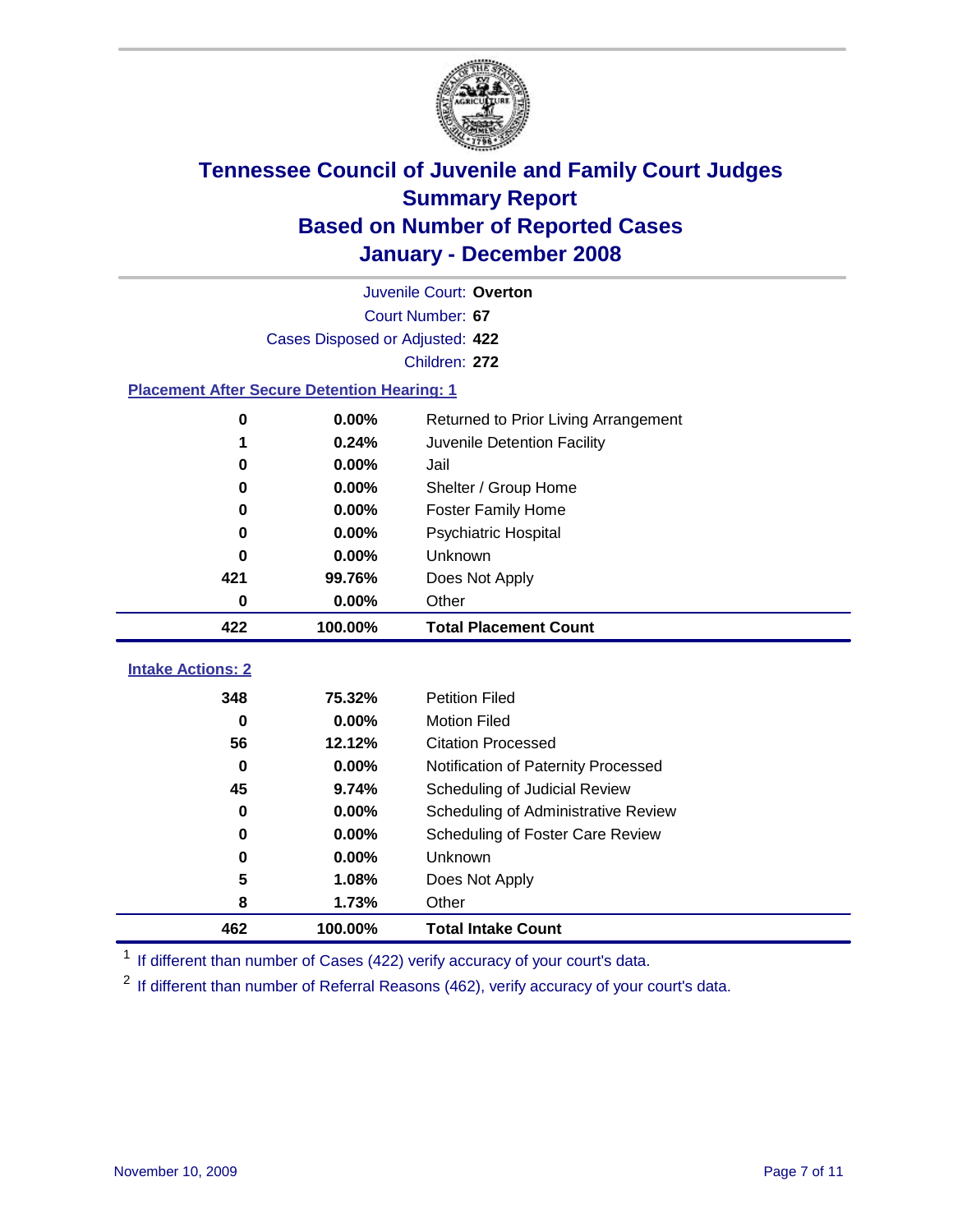# Tennessee Council of Juvenile and Family Court Judges
## Summary Report
## Based on Number of Reported Cases
## January - December 2008

Juvenile Court: **Overton**

Court Number: **67**

Cases Disposed or Adjusted: **422**

Children: **272**

### Placement After Secure Detention Hearing: 1

| | | |
|---|---|---|
| 0 | 0.00% | Returned to Prior Living Arrangement |
| 1 | 0.24% | Juvenile Detention Facility |
| 0 | 0.00% | Jail |
| 0 | 0.00% | Shelter / Group Home |
| 0 | 0.00% | Foster Family Home |
| 0 | 0.00% | Psychiatric Hospital |
| 0 | 0.00% | Unknown |
| 421 | 99.76% | Does Not Apply |
| 0 | 0.00% | Other |
| **422** | **100.00%** | **Total Placement Count** |

### Intake Actions: 2

| | | |
|---|---|---|
| 348 | 75.32% | Petition Filed |
| 0 | 0.00% | Motion Filed |
| 56 | 12.12% | Citation Processed |
| 0 | 0.00% | Notification of Paternity Processed |
| 45 | 9.74% | Scheduling of Judicial Review |
| 0 | 0.00% | Scheduling of Administrative Review |
| 0 | 0.00% | Scheduling of Foster Care Review |
| 0 | 0.00% | Unknown |
| 5 | 1.08% | Does Not Apply |
| 8 | 1.73% | Other |
| **462** | **100.00%** | **Total Intake Count** |

[1] If different than number of Cases (422) verify accuracy of your court's data.

[2] If different than number of Referral Reasons (462), verify accuracy of your court's data.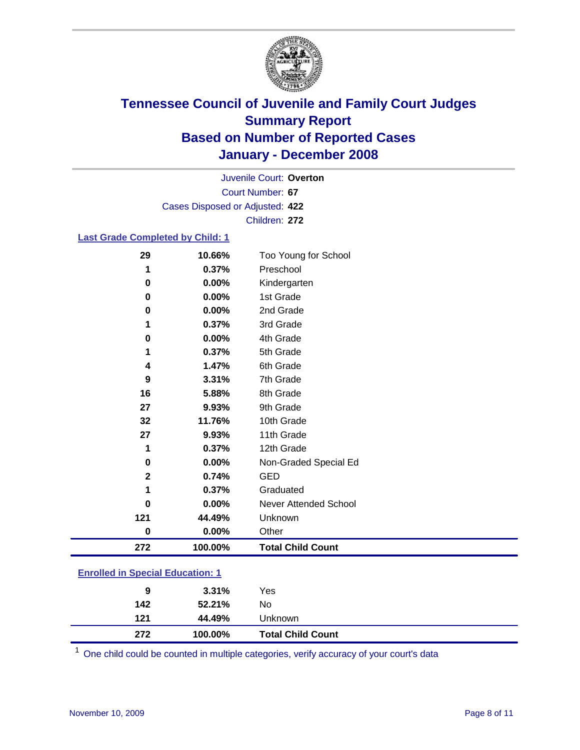# Tennessee Council of Juvenile and Family Court Judges
## Summary Report
## Based on Number of Reported Cases
## January - December 2008

Juvenile Court: **Overton**
Court Number: **67**
Cases Disposed or Adjusted: **422**
Children: **272**

### Last Grade Completed by Child: 1

| | | |
|---|---|---|
| 29 | 10.66% | Too Young for School |
| 1 | 0.37% | Preschool |
| 0 | 0.00% | Kindergarten |
| 0 | 0.00% | 1st Grade |
| 0 | 0.00% | 2nd Grade |
| 1 | 0.37% | 3rd Grade |
| 0 | 0.00% | 4th Grade |
| 1 | 0.37% | 5th Grade |
| 4 | 1.47% | 6th Grade |
| 9 | 3.31% | 7th Grade |
| 16 | 5.88% | 8th Grade |
| 27 | 9.93% | 9th Grade |
| 32 | 11.76% | 10th Grade |
| 27 | 9.93% | 11th Grade |
| 1 | 0.37% | 12th Grade |
| 0 | 0.00% | Non-Graded Special Ed |
| 2 | 0.74% | GED |
| 1 | 0.37% | Graduated |
| 0 | 0.00% | Never Attended School |
| 121 | 44.49% | Unknown |
| 0 | 0.00% | Other |
| **272** | **100.00%** | **Total Child Count** |

### Enrolled in Special Education: 1

| | | |
|---|---|---|
| 9 | 3.31% | Yes |
| 142 | 52.21% | No |
| 121 | 44.49% | Unknown |
| **272** | **100.00%** | **Total Child Count** |

[1] One child could be counted in multiple categories, verify accuracy of your court's data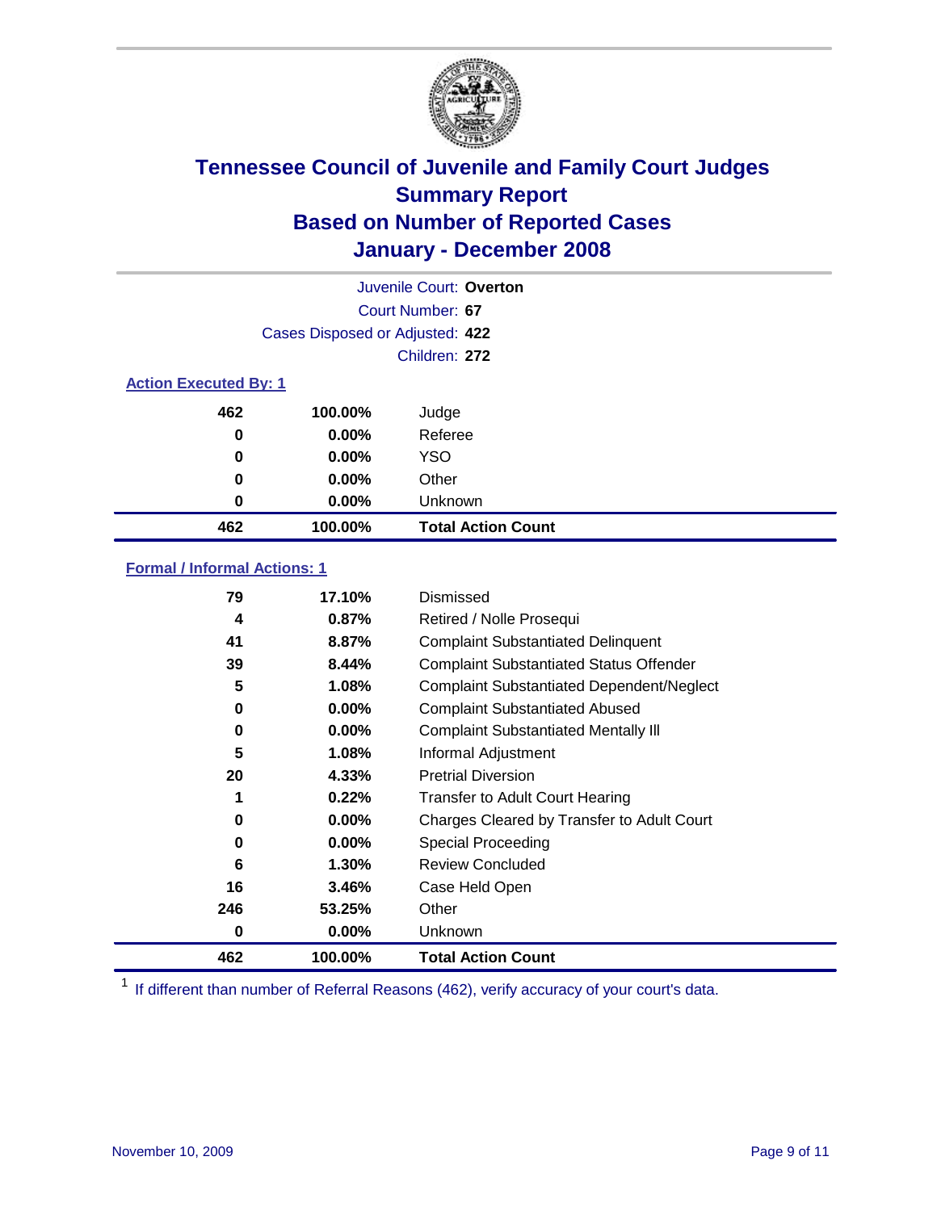# Tennessee Council of Juvenile and Family Court Judges
## Summary Report
## Based on Number of Reported Cases
## January - December 2008

Juvenile Court: **Overton**

Court Number: **67**

Cases Disposed or Adjusted: **422**

Children: **272**

### Action Executed By: 1

| | | |
|---|---|---|
| 462 | 100.00% | Judge |
| 0 | 0.00% | Referee |
| 0 | 0.00% | YSO |
| 0 | 0.00% | Other |
| 0 | 0.00% | Unknown |
| **462** | **100.00%** | **Total Action Count** |

### Formal / Informal Actions: 1

| | | |
|---|---|---|
| 79 | 17.10% | Dismissed |
| 4 | 0.87% | Retired / Nolle Prosequi |
| 41 | 8.87% | Complaint Substantiated Delinquent |
| 39 | 8.44% | Complaint Substantiated Status Offender |
| 5 | 1.08% | Complaint Substantiated Dependent/Neglect |
| 0 | 0.00% | Complaint Substantiated Abused |
| 0 | 0.00% | Complaint Substantiated Mentally Ill |
| 5 | 1.08% | Informal Adjustment |
| 20 | 4.33% | Pretrial Diversion |
| 1 | 0.22% | Transfer to Adult Court Hearing |
| 0 | 0.00% | Charges Cleared by Transfer to Adult Court |
| 0 | 0.00% | Special Proceeding |
| 6 | 1.30% | Review Concluded |
| 16 | 3.46% | Case Held Open |
| 246 | 53.25% | Other |
| 0 | 0.00% | Unknown |
| **462** | **100.00%** | **Total Action Count** |

[1] If different than number of Referral Reasons (462), verify accuracy of your court's data.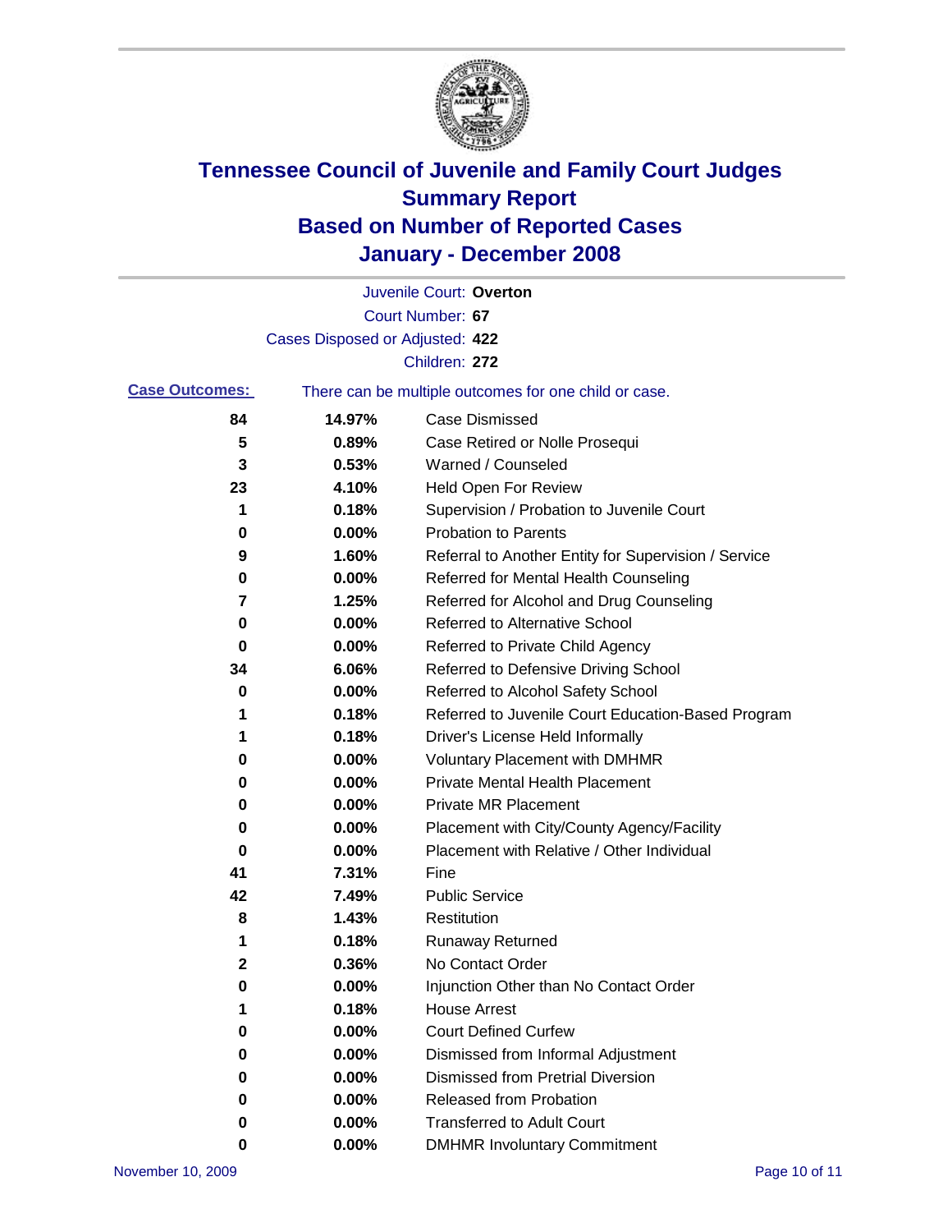# Tennessee Council of Juvenile and Family Court Judges
## Summary Report
## Based on Number of Reported Cases
## January - December 2008

Juvenile Court: **Overton**

Court Number: **67**

Cases Disposed or Adjusted: **422**

Children: **272**

**Case Outcomes:** There can be multiple outcomes for one child or case.

| Count | Percent | Outcome |
|---|---|---|
| 84 | 14.97% | Case Dismissed |
| 5 | 0.89% | Case Retired or Nolle Prosequi |
| 3 | 0.53% | Warned / Counseled |
| 23 | 4.10% | Held Open For Review |
| 1 | 0.18% | Supervision / Probation to Juvenile Court |
| 0 | 0.00% | Probation to Parents |
| 9 | 1.60% | Referral to Another Entity for Supervision / Service |
| 0 | 0.00% | Referred for Mental Health Counseling |
| 7 | 1.25% | Referred for Alcohol and Drug Counseling |
| 0 | 0.00% | Referred to Alternative School |
| 0 | 0.00% | Referred to Private Child Agency |
| 34 | 6.06% | Referred to Defensive Driving School |
| 0 | 0.00% | Referred to Alcohol Safety School |
| 1 | 0.18% | Referred to Juvenile Court Education-Based Program |
| 1 | 0.18% | Driver's License Held Informally |
| 0 | 0.00% | Voluntary Placement with DMHMR |
| 0 | 0.00% | Private Mental Health Placement |
| 0 | 0.00% | Private MR Placement |
| 0 | 0.00% | Placement with City/County Agency/Facility |
| 0 | 0.00% | Placement with Relative / Other Individual |
| 41 | 7.31% | Fine |
| 42 | 7.49% | Public Service |
| 8 | 1.43% | Restitution |
| 1 | 0.18% | Runaway Returned |
| 2 | 0.36% | No Contact Order |
| 0 | 0.00% | Injunction Other than No Contact Order |
| 1 | 0.18% | House Arrest |
| 0 | 0.00% | Court Defined Curfew |
| 0 | 0.00% | Dismissed from Informal Adjustment |
| 0 | 0.00% | Dismissed from Pretrial Diversion |
| 0 | 0.00% | Released from Probation |
| 0 | 0.00% | Transferred to Adult Court |
| 0 | 0.00% | DMHMR Involuntary Commitment |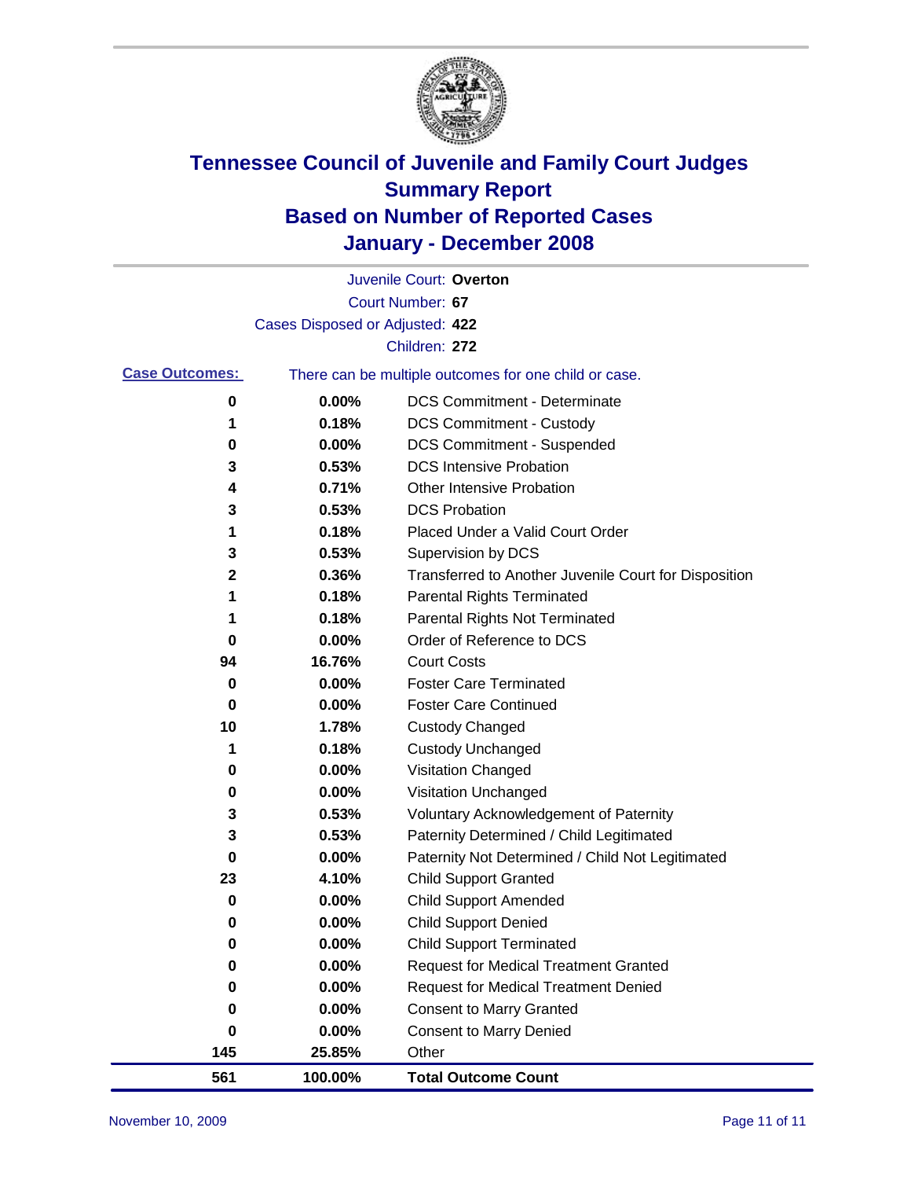# Tennessee Council of Juvenile and Family Court Judges
## Summary Report
## Based on Number of Reported Cases
## January - December 2008

Juvenile Court: **Overton**
Court Number: **67**
Cases Disposed or Adjusted: **422**
Children: **272**

**Case Outcomes:** There can be multiple outcomes for one child or case.

| | | |
|---|---|---|
| 0 | 0.00% | DCS Commitment - Determinate |
| 1 | 0.18% | DCS Commitment - Custody |
| 0 | 0.00% | DCS Commitment - Suspended |
| 3 | 0.53% | DCS Intensive Probation |
| 4 | 0.71% | Other Intensive Probation |
| 3 | 0.53% | DCS Probation |
| 1 | 0.18% | Placed Under a Valid Court Order |
| 3 | 0.53% | Supervision by DCS |
| 2 | 0.36% | Transferred to Another Juvenile Court for Disposition |
| 1 | 0.18% | Parental Rights Terminated |
| 1 | 0.18% | Parental Rights Not Terminated |
| 0 | 0.00% | Order of Reference to DCS |
| 94 | 16.76% | Court Costs |
| 0 | 0.00% | Foster Care Terminated |
| 0 | 0.00% | Foster Care Continued |
| 10 | 1.78% | Custody Changed |
| 1 | 0.18% | Custody Unchanged |
| 0 | 0.00% | Visitation Changed |
| 0 | 0.00% | Visitation Unchanged |
| 3 | 0.53% | Voluntary Acknowledgement of Paternity |
| 3 | 0.53% | Paternity Determined / Child Legitimated |
| 0 | 0.00% | Paternity Not Determined / Child Not Legitimated |
| 23 | 4.10% | Child Support Granted |
| 0 | 0.00% | Child Support Amended |
| 0 | 0.00% | Child Support Denied |
| 0 | 0.00% | Child Support Terminated |
| 0 | 0.00% | Request for Medical Treatment Granted |
| 0 | 0.00% | Request for Medical Treatment Denied |
| 0 | 0.00% | Consent to Marry Granted |
| 0 | 0.00% | Consent to Marry Denied |
| 145 | 25.85% | Other |
| **561** | **100.00%** | **Total Outcome Count** |